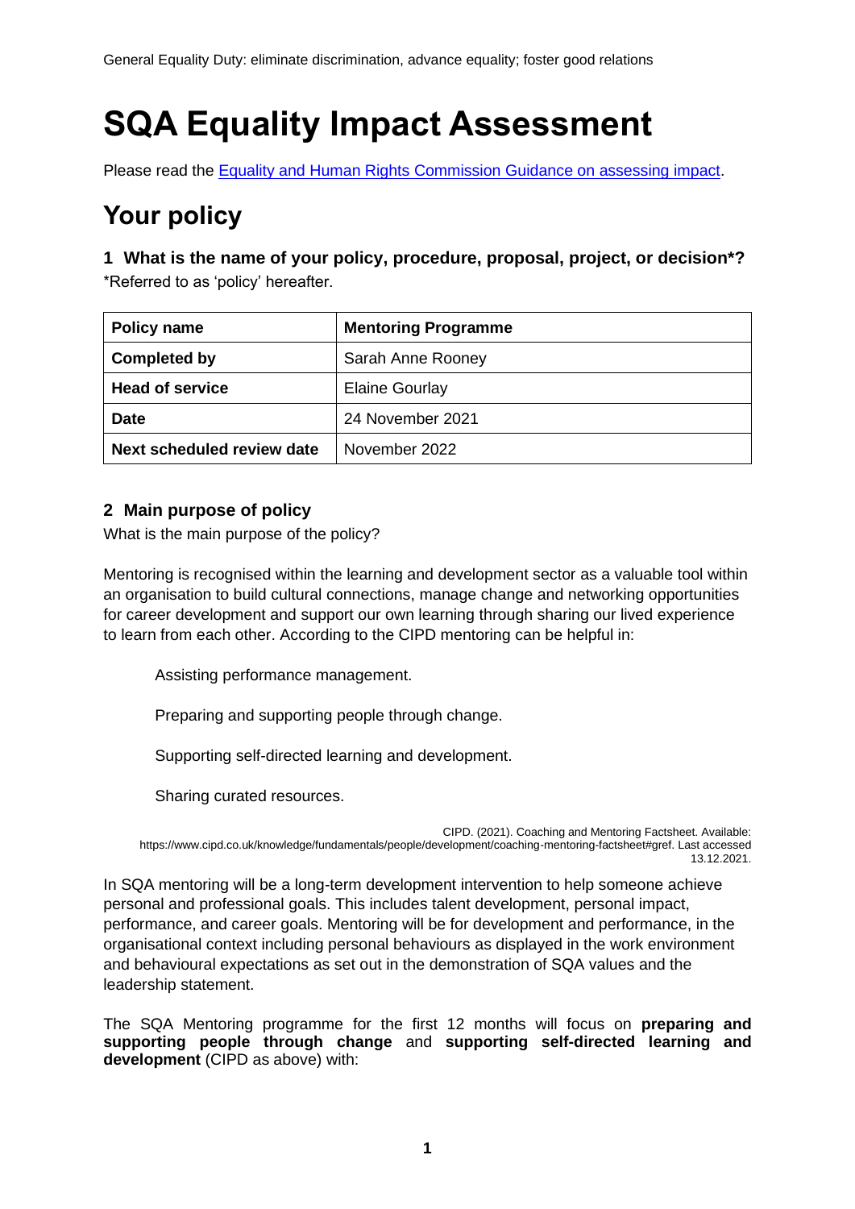General Equality Duty: eliminate discrimination, advance equality; foster good relations

# SQA Equality Impact Assessment

Please read the [Equality and Human Rights Commission Guidance on assessing impact](Equality and Human Rights Commission Guidance on assessing impact).

## Your policy

### 1 What is the name of your policy, procedure, proposal, project, or decision*?

*Referred to as 'policy' hereafter.

| Policy name | Mentoring Programme |
|---|---|
| Completed by | Sarah Anne Rooney |
| Head of service | Elaine Gourlay |
| Date | 24 November 2021 |
| Next scheduled review date | November 2022 |

### 2 Main purpose of policy

What is the main purpose of the policy?

Mentoring is recognised within the learning and development sector as a valuable tool within an organisation to build cultural connections, manage change and networking opportunities for career development and support our own learning through sharing our lived experience to learn from each other. According to the CIPD mentoring can be helpful in:

Assisting performance management.

Preparing and supporting people through change.

Supporting self-directed learning and development.

Sharing curated resources.

CIPD. (2021). Coaching and Mentoring Factsheet. Available: https://www.cipd.co.uk/knowledge/fundamentals/people/development/coaching-mentoring-factsheet#gref. Last accessed 13.12.2021.

In SQA mentoring will be a long-term development intervention to help someone achieve personal and professional goals. This includes talent development, personal impact, performance, and career goals. Mentoring will be for development and performance, in the organisational context including personal behaviours as displayed in the work environment and behavioural expectations as set out in the demonstration of SQA values and the leadership statement.

The SQA Mentoring programme for the first 12 months will focus on **preparing and supporting people through change** and **supporting self-directed learning and development** (CIPD as above) with: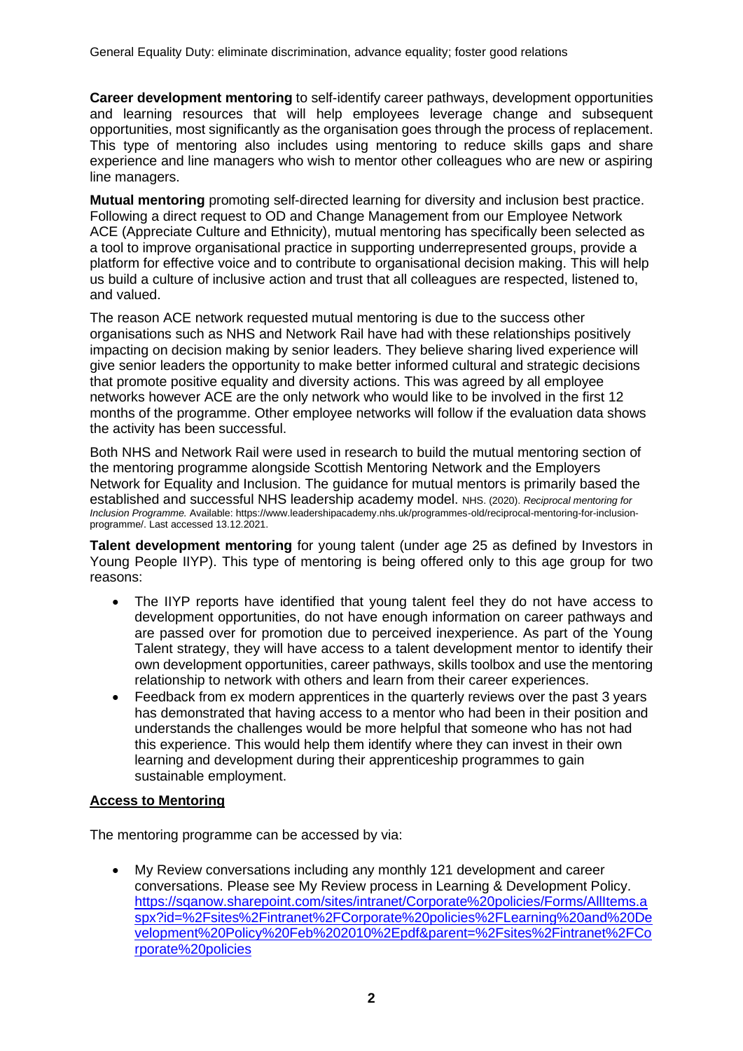General Equality Duty: eliminate discrimination, advance equality; foster good relations

**Career development mentoring** to self-identify career pathways, development opportunities and learning resources that will help employees leverage change and subsequent opportunities, most significantly as the organisation goes through the process of replacement. This type of mentoring also includes using mentoring to reduce skills gaps and share experience and line managers who wish to mentor other colleagues who are new or aspiring line managers.

**Mutual mentoring** promoting self-directed learning for diversity and inclusion best practice. Following a direct request to OD and Change Management from our Employee Network ACE (Appreciate Culture and Ethnicity), mutual mentoring has specifically been selected as a tool to improve organisational practice in supporting underrepresented groups, provide a platform for effective voice and to contribute to organisational decision making. This will help us build a culture of inclusive action and trust that all colleagues are respected, listened to, and valued.

The reason ACE network requested mutual mentoring is due to the success other organisations such as NHS and Network Rail have had with these relationships positively impacting on decision making by senior leaders. They believe sharing lived experience will give senior leaders the opportunity to make better informed cultural and strategic decisions that promote positive equality and diversity actions. This was agreed by all employee networks however ACE are the only network who would like to be involved in the first 12 months of the programme. Other employee networks will follow if the evaluation data shows the activity has been successful.

Both NHS and Network Rail were used in research to build the mutual mentoring section of the mentoring programme alongside Scottish Mentoring Network and the Employers Network for Equality and Inclusion. The guidance for mutual mentors is primarily based the established and successful NHS leadership academy model. NHS. (2020). *Reciprocal mentoring for Inclusion Programme.* Available: https://www.leadershipacademy.nhs.uk/programmes-old/reciprocal-mentoring-for-inclusion-programme/. Last accessed 13.12.2021.

**Talent development mentoring** for young talent (under age 25 as defined by Investors in Young People IIYP). This type of mentoring is being offered only to this age group for two reasons:

- The IIYP reports have identified that young talent feel they do not have access to development opportunities, do not have enough information on career pathways and are passed over for promotion due to perceived inexperience. As part of the Young Talent strategy, they will have access to a talent development mentor to identify their own development opportunities, career pathways, skills toolbox and use the mentoring relationship to network with others and learn from their career experiences.
- Feedback from ex modern apprentices in the quarterly reviews over the past 3 years has demonstrated that having access to a mentor who had been in their position and understands the challenges would be more helpful that someone who has not had this experience. This would help them identify where they can invest in their own learning and development during their apprenticeship programmes to gain sustainable employment.

## Access to Mentoring

The mentoring programme can be accessed by via:

- My Review conversations including any monthly 121 development and career conversations. Please see My Review process in Learning & Development Policy. https://sqanow.sharepoint.com/sites/intranet/Corporate%20policies/Forms/AllItems.aspx?id=%2Fsites%2Fintranet%2FCorporate%20policies%2FLearning%20and%20Development%20Policy%20Feb%202010%2Epdf&parent=%2Fsites%2Fintranet%2FCorporate%20policies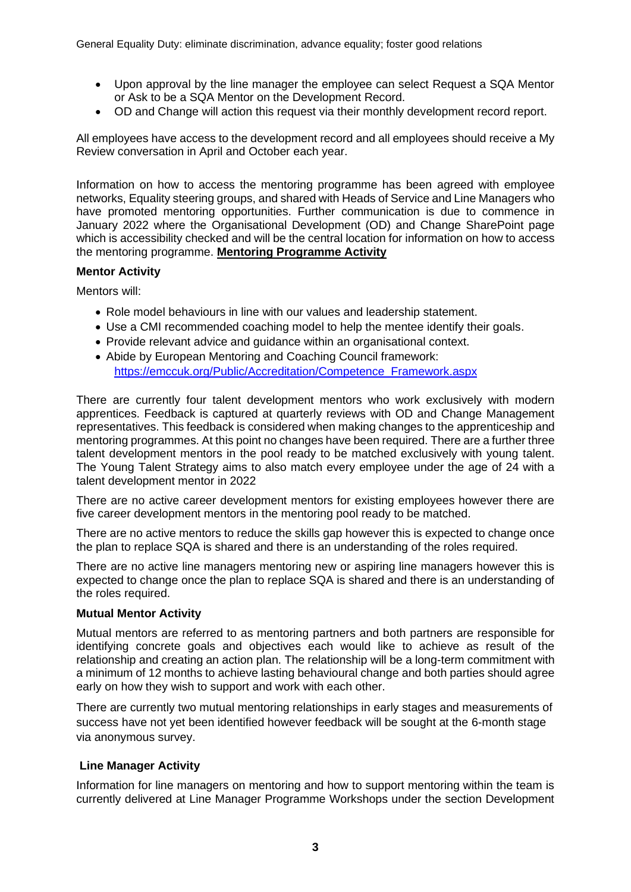- Upon approval by the line manager the employee can select Request a SQA Mentor or Ask to be a SQA Mentor on the Development Record.
- OD and Change will action this request via their monthly development record report.

All employees have access to the development record and all employees should receive a My Review conversation in April and October each year.

Information on how to access the mentoring programme has been agreed with employee networks, Equality steering groups, and shared with Heads of Service and Line Managers who have promoted mentoring opportunities. Further communication is due to commence in January 2022 where the Organisational Development (OD) and Change SharePoint page which is accessibility checked and will be the central location for information on how to access the mentoring programme. **Mentoring Programme Activity**

**Mentor Activity**

Mentors will:

- Role model behaviours in line with our values and leadership statement.
- Use a CMI recommended coaching model to help the mentee identify their goals.
- Provide relevant advice and guidance within an organisational context.
- Abide by European Mentoring and Coaching Council framework: https://emccuk.org/Public/Accreditation/Competence_Framework.aspx

There are currently four talent development mentors who work exclusively with modern apprentices. Feedback is captured at quarterly reviews with OD and Change Management representatives. This feedback is considered when making changes to the apprenticeship and mentoring programmes. At this point no changes have been required. There are a further three talent development mentors in the pool ready to be matched exclusively with young talent. The Young Talent Strategy aims to also match every employee under the age of 24 with a talent development mentor in 2022

There are no active career development mentors for existing employees however there are five career development mentors in the mentoring pool ready to be matched.

There are no active mentors to reduce the skills gap however this is expected to change once the plan to replace SQA is shared and there is an understanding of the roles required.

There are no active line managers mentoring new or aspiring line managers however this is expected to change once the plan to replace SQA is shared and there is an understanding of the roles required.

**Mutual Mentor Activity**

Mutual mentors are referred to as mentoring partners and both partners are responsible for identifying concrete goals and objectives each would like to achieve as result of the relationship and creating an action plan. The relationship will be a long-term commitment with a minimum of 12 months to achieve lasting behavioural change and both parties should agree early on how they wish to support and work with each other.

There are currently two mutual mentoring relationships in early stages and measurements of success have not yet been identified however feedback will be sought at the 6-month stage via anonymous survey.

**Line Manager Activity**

Information for line managers on mentoring and how to support mentoring within the team is currently delivered at Line Manager Programme Workshops under the section Development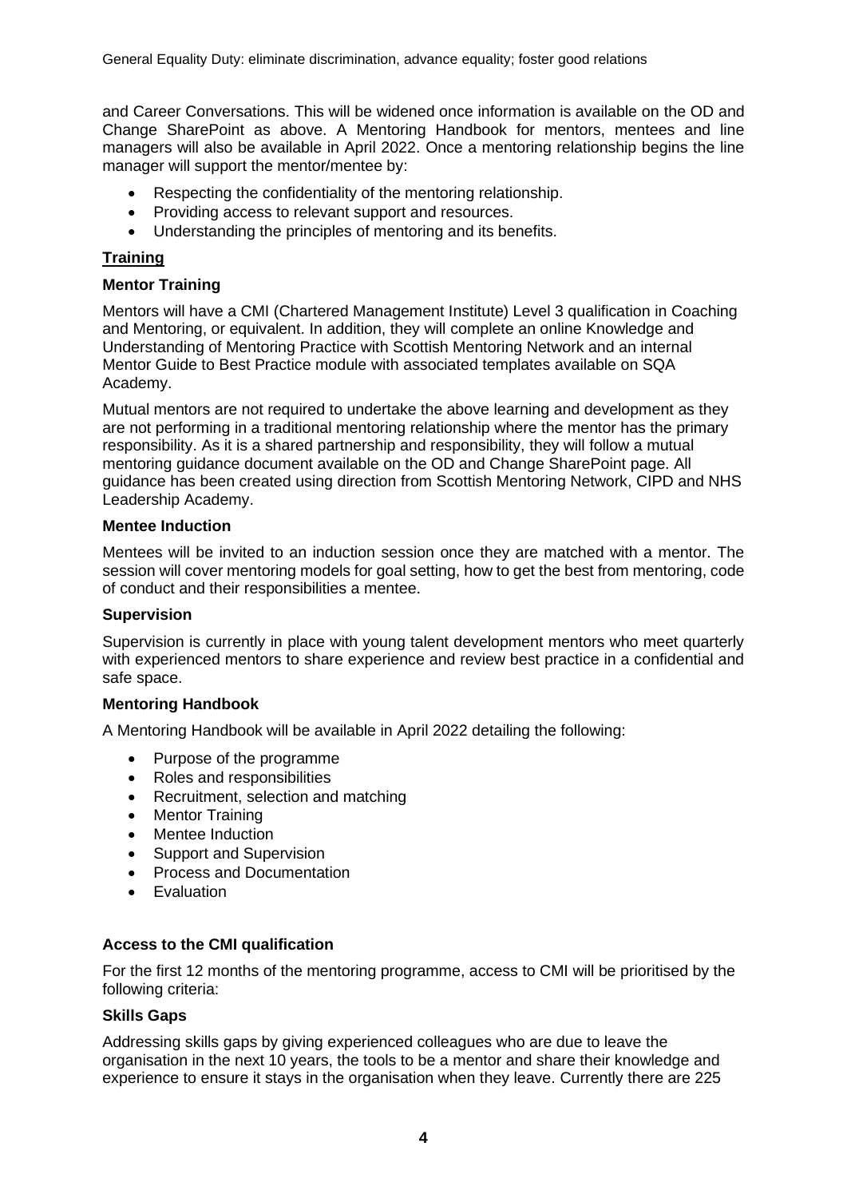and Career Conversations. This will be widened once information is available on the OD and Change SharePoint as above. A Mentoring Handbook for mentors, mentees and line managers will also be available in April 2022. Once a mentoring relationship begins the line manager will support the mentor/mentee by:

- Respecting the confidentiality of the mentoring relationship.
- Providing access to relevant support and resources.
- Understanding the principles of mentoring and its benefits.

## Training

### Mentor Training

Mentors will have a CMI (Chartered Management Institute) Level 3 qualification in Coaching and Mentoring, or equivalent. In addition, they will complete an online Knowledge and Understanding of Mentoring Practice with Scottish Mentoring Network and an internal Mentor Guide to Best Practice module with associated templates available on SQA Academy.

Mutual mentors are not required to undertake the above learning and development as they are not performing in a traditional mentoring relationship where the mentor has the primary responsibility. As it is a shared partnership and responsibility, they will follow a mutual mentoring guidance document available on the OD and Change SharePoint page. All guidance has been created using direction from Scottish Mentoring Network, CIPD and NHS Leadership Academy.

### Mentee Induction

Mentees will be invited to an induction session once they are matched with a mentor. The session will cover mentoring models for goal setting, how to get the best from mentoring, code of conduct and their responsibilities a mentee.

### Supervision

Supervision is currently in place with young talent development mentors who meet quarterly with experienced mentors to share experience and review best practice in a confidential and safe space.

### Mentoring Handbook

A Mentoring Handbook will be available in April 2022 detailing the following:

- Purpose of the programme
- Roles and responsibilities
- Recruitment, selection and matching
- Mentor Training
- Mentee Induction
- Support and Supervision
- Process and Documentation
- Evaluation

### Access to the CMI qualification

For the first 12 months of the mentoring programme, access to CMI will be prioritised by the following criteria:

### Skills Gaps

Addressing skills gaps by giving experienced colleagues who are due to leave the organisation in the next 10 years, the tools to be a mentor and share their knowledge and experience to ensure it stays in the organisation when they leave. Currently there are 225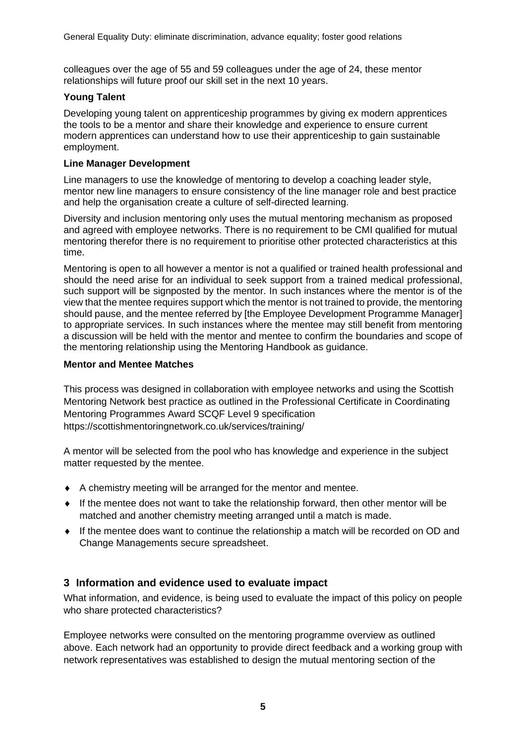colleagues over the age of 55 and 59 colleagues under the age of 24, these mentor relationships will future proof our skill set in the next 10 years.

**Young Talent**

Developing young talent on apprenticeship programmes by giving ex modern apprentices the tools to be a mentor and share their knowledge and experience to ensure current modern apprentices can understand how to use their apprenticeship to gain sustainable employment.

**Line Manager Development**

Line managers to use the knowledge of mentoring to develop a coaching leader style, mentor new line managers to ensure consistency of the line manager role and best practice and help the organisation create a culture of self-directed learning.

Diversity and inclusion mentoring only uses the mutual mentoring mechanism as proposed and agreed with employee networks. There is no requirement to be CMI qualified for mutual mentoring therefor there is no requirement to prioritise other protected characteristics at this time.

Mentoring is open to all however a mentor is not a qualified or trained health professional and should the need arise for an individual to seek support from a trained medical professional, such support will be signposted by the mentor. In such instances where the mentor is of the view that the mentee requires support which the mentor is not trained to provide, the mentoring should pause, and the mentee referred by [the Employee Development Programme Manager] to appropriate services. In such instances where the mentee may still benefit from mentoring a discussion will be held with the mentor and mentee to confirm the boundaries and scope of the mentoring relationship using the Mentoring Handbook as guidance.

**Mentor and Mentee Matches**

This process was designed in collaboration with employee networks and using the Scottish Mentoring Network best practice as outlined in the Professional Certificate in Coordinating Mentoring Programmes Award SCQF Level 9 specification https://scottishmentoringnetwork.co.uk/services/training/

A mentor will be selected from the pool who has knowledge and experience in the subject matter requested by the mentee.

- A chemistry meeting will be arranged for the mentor and mentee.
- If the mentee does not want to take the relationship forward, then other mentor will be matched and another chemistry meeting arranged until a match is made.
- If the mentee does want to continue the relationship a match will be recorded on OD and Change Managements secure spreadsheet.

## 3 Information and evidence used to evaluate impact

What information, and evidence, is being used to evaluate the impact of this policy on people who share protected characteristics?

Employee networks were consulted on the mentoring programme overview as outlined above. Each network had an opportunity to provide direct feedback and a working group with network representatives was established to design the mutual mentoring section of the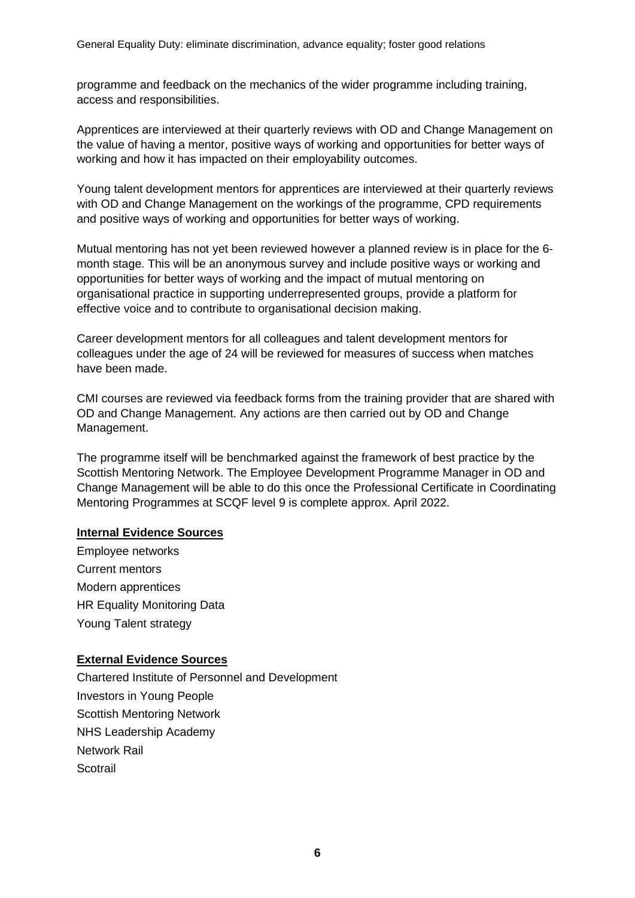programme and feedback on the mechanics of the wider programme including training, access and responsibilities.

Apprentices are interviewed at their quarterly reviews with OD and Change Management on the value of having a mentor, positive ways of working and opportunities for better ways of working and how it has impacted on their employability outcomes.

Young talent development mentors for apprentices are interviewed at their quarterly reviews with OD and Change Management on the workings of the programme, CPD requirements and positive ways of working and opportunities for better ways of working.

Mutual mentoring has not yet been reviewed however a planned review is in place for the 6-month stage. This will be an anonymous survey and include positive ways or working and opportunities for better ways of working and the impact of mutual mentoring on organisational practice in supporting underrepresented groups, provide a platform for effective voice and to contribute to organisational decision making.

Career development mentors for all colleagues and talent development mentors for colleagues under the age of 24 will be reviewed for measures of success when matches have been made.

CMI courses are reviewed via feedback forms from the training provider that are shared with OD and Change Management. Any actions are then carried out by OD and Change Management.

The programme itself will be benchmarked against the framework of best practice by the Scottish Mentoring Network. The Employee Development Programme Manager in OD and Change Management will be able to do this once the Professional Certificate in Coordinating Mentoring Programmes at SCQF level 9 is complete approx. April 2022.

**Internal Evidence Sources**

Employee networks
Current mentors
Modern apprentices
HR Equality Monitoring Data
Young Talent strategy

**External Evidence Sources**

Chartered Institute of Personnel and Development
Investors in Young People
Scottish Mentoring Network
NHS Leadership Academy
Network Rail
Scotrail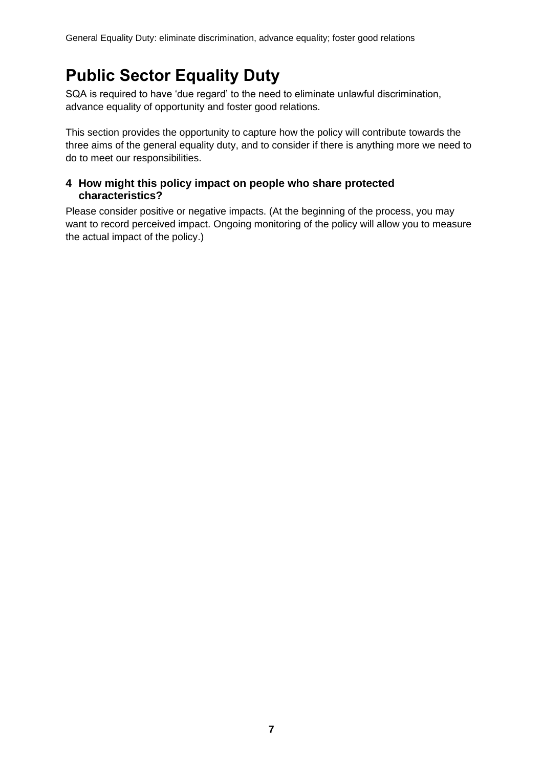# Public Sector Equality Duty

SQA is required to have 'due regard' to the need to eliminate unlawful discrimination, advance equality of opportunity and foster good relations.

This section provides the opportunity to capture how the policy will contribute towards the three aims of the general equality duty, and to consider if there is anything more we need to do to meet our responsibilities.

### 4 How might this policy impact on people who share protected characteristics?

Please consider positive or negative impacts. (At the beginning of the process, you may want to record perceived impact. Ongoing monitoring of the policy will allow you to measure the actual impact of the policy.)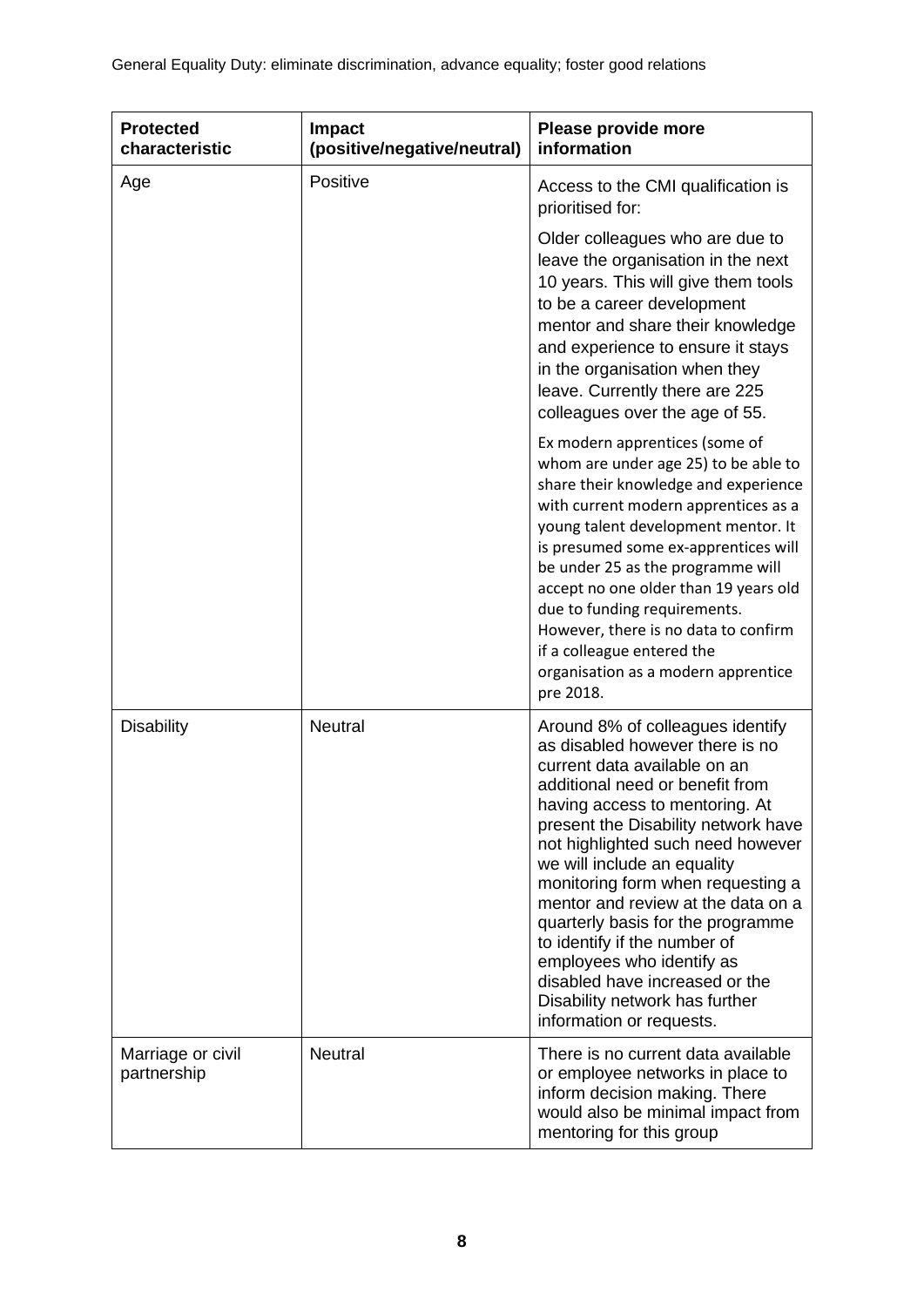General Equality Duty: eliminate discrimination, advance equality; foster good relations

| Protected characteristic | Impact (positive/negative/neutral) | Please provide more information |
|---|---|---|
| Age | Positive | Access to the CMI qualification is prioritised for:<br><br>Older colleagues who are due to leave the organisation in the next 10 years. This will give them tools to be a career development mentor and share their knowledge and experience to ensure it stays in the organisation when they leave. Currently there are 225 colleagues over the age of 55.<br><br>Ex modern apprentices (some of whom are under age 25) to be able to share their knowledge and experience with current modern apprentices as a young talent development mentor. It is presumed some ex-apprentices will be under 25 as the programme will accept no one older than 19 years old due to funding requirements. However, there is no data to confirm if a colleague entered the organisation as a modern apprentice pre 2018. |
| Disability | Neutral | Around 8% of colleagues identify as disabled however there is no current data available on an additional need or benefit from having access to mentoring. At present the Disability network have not highlighted such need however we will include an equality monitoring form when requesting a mentor and review at the data on a quarterly basis for the programme to identify if the number of employees who identify as disabled have increased or the Disability network has further information or requests. |
| Marriage or civil partnership | Neutral | There is no current data available or employee networks in place to inform decision making. There would also be minimal impact from mentoring for this group |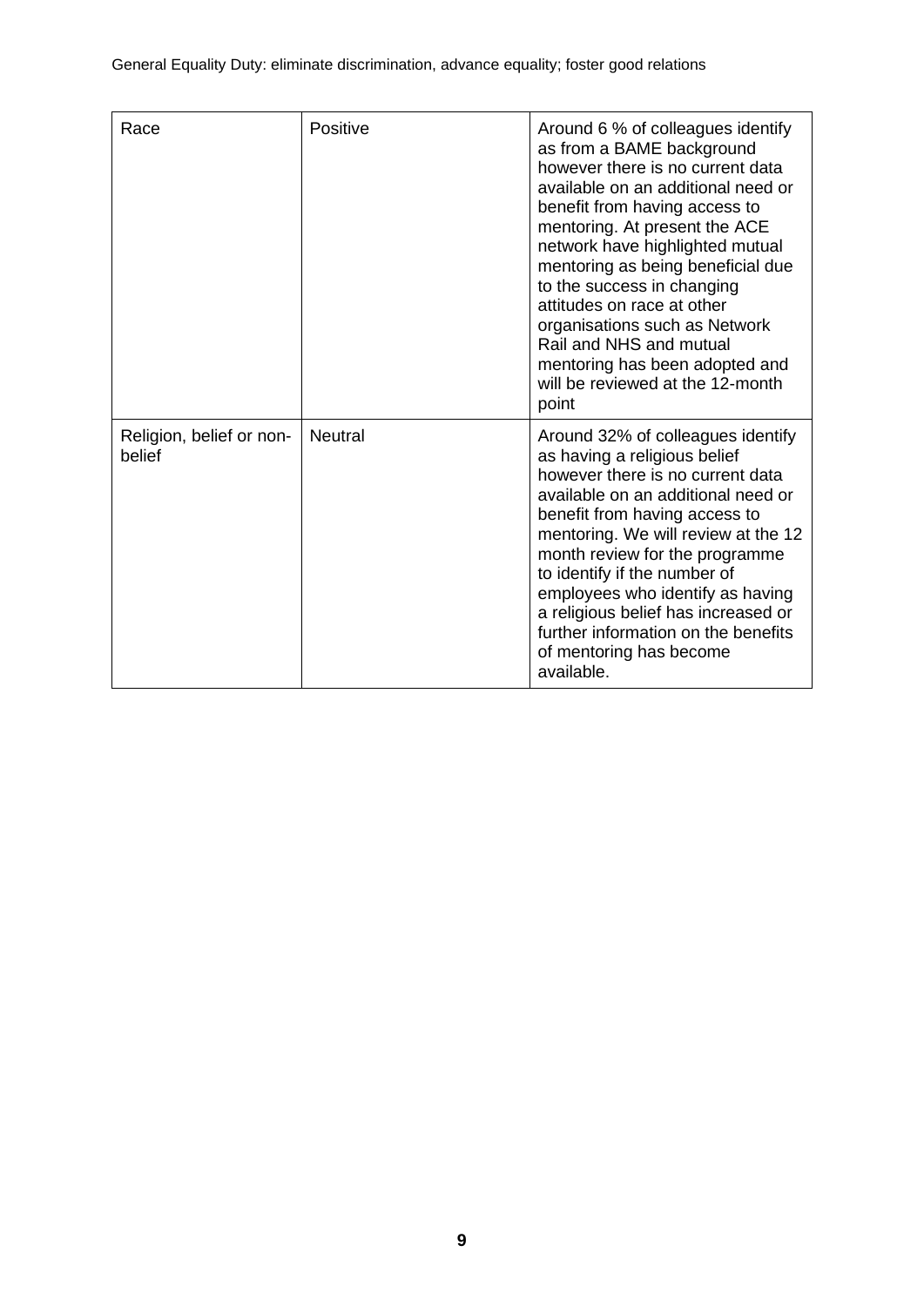| Race | Positive | Around 6 % of colleagues identify as from a BAME background however there is no current data available on an additional need or benefit from having access to mentoring. At present the ACE network have highlighted mutual mentoring as being beneficial due to the success in changing attitudes on race at other organisations such as Network Rail and NHS and mutual mentoring has been adopted and will be reviewed at the 12-month point |
|---|---|---|
| Religion, belief or non-belief | Neutral | Around 32% of colleagues identify as having a religious belief however there is no current data available on an additional need or benefit from having access to mentoring. We will review at the 12 month review for the programme to identify if the number of employees who identify as having a religious belief has increased or further information on the benefits of mentoring has become available. |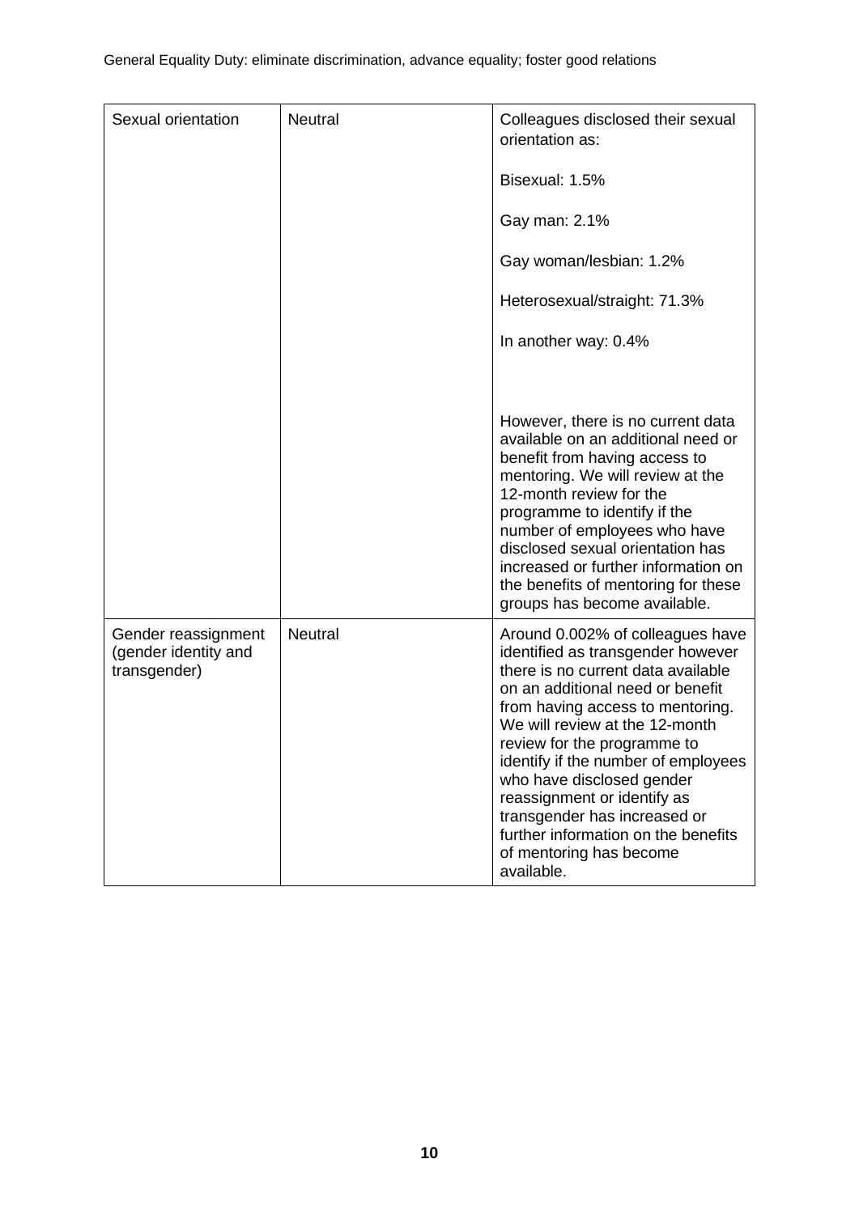| Sexual orientation | Neutral | Colleagues disclosed their sexual orientation as:<br><br>Bisexual: 1.5%<br><br>Gay man: 2.1%<br><br>Gay woman/lesbian: 1.2%<br><br>Heterosexual/straight: 71.3%<br><br>In another way: 0.4%<br><br>However, there is no current data available on an additional need or benefit from having access to mentoring. We will review at the 12-month review for the programme to identify if the number of employees who have disclosed sexual orientation has increased or further information on the benefits of mentoring for these groups has become available. |
|---|---|---|
| Gender reassignment (gender identity and transgender) | Neutral | Around 0.002% of colleagues have identified as transgender however there is no current data available on an additional need or benefit from having access to mentoring. We will review at the 12-month review for the programme to identify if the number of employees who have disclosed gender reassignment or identify as transgender has increased or further information on the benefits of mentoring has become available. |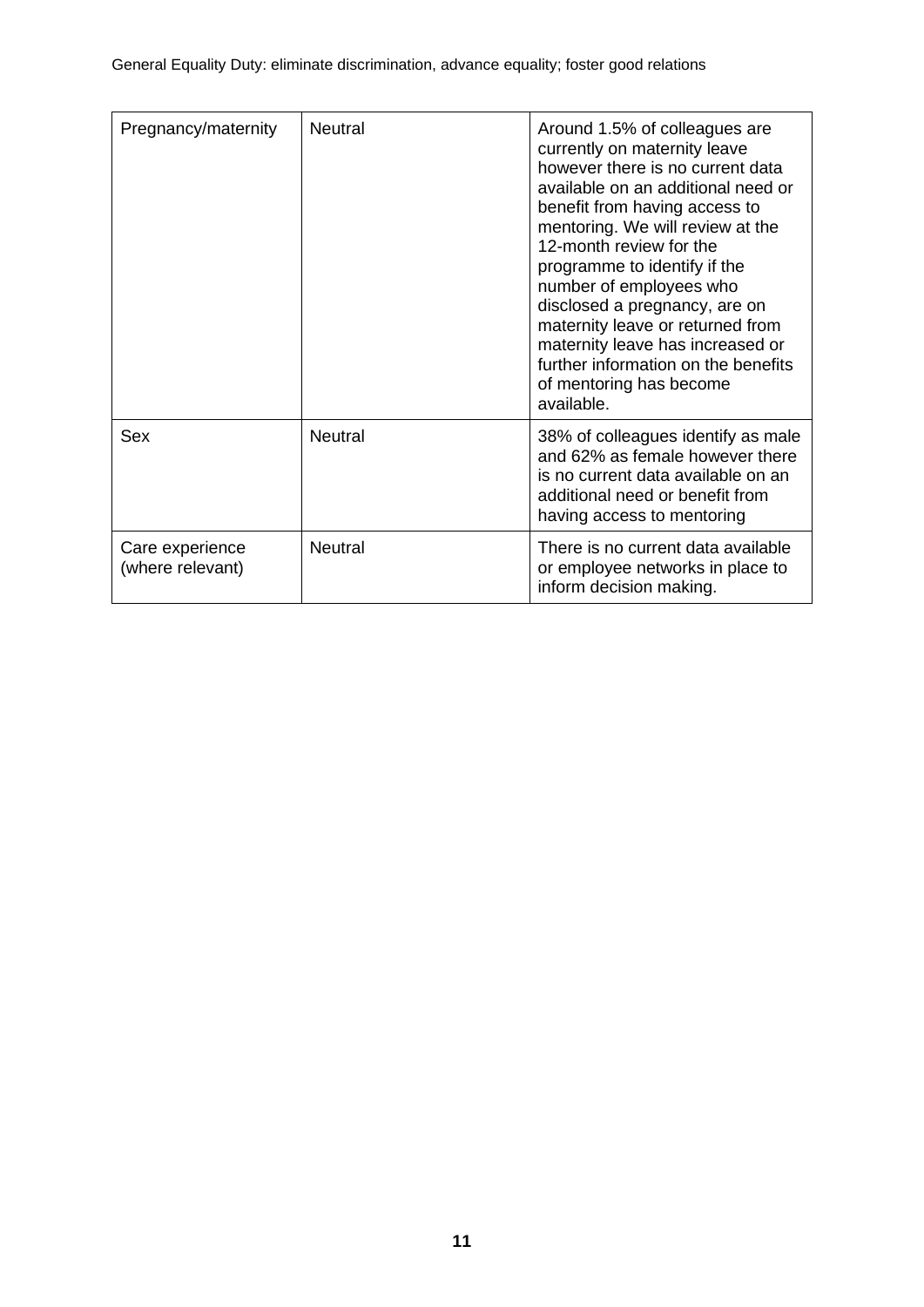| Pregnancy/maternity | Neutral | Around 1.5% of colleagues are currently on maternity leave however there is no current data available on an additional need or benefit from having access to mentoring. We will review at the 12-month review for the programme to identify if the number of employees who disclosed a pregnancy, are on maternity leave or returned from maternity leave has increased or further information on the benefits of mentoring has become available. |
|---|---|---|
| Sex | Neutral | 38% of colleagues identify as male and 62% as female however there is no current data available on an additional need or benefit from having access to mentoring |
| Care experience (where relevant) | Neutral | There is no current data available or employee networks in place to inform decision making. |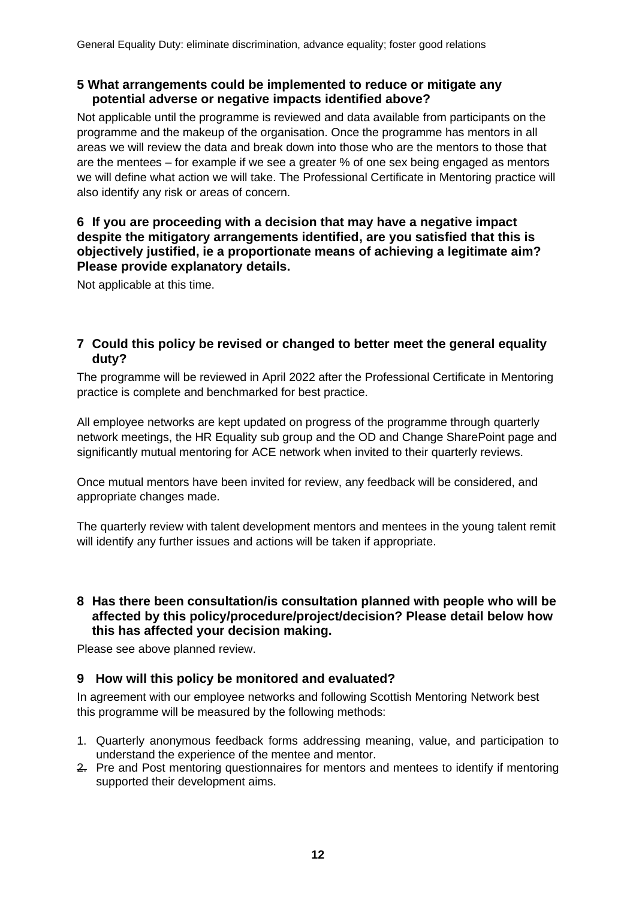General Equality Duty: eliminate discrimination, advance equality; foster good relations

### 5 What arrangements could be implemented to reduce or mitigate any potential adverse or negative impacts identified above?

Not applicable until the programme is reviewed and data available from participants on the programme and the makeup of the organisation. Once the programme has mentors in all areas we will review the data and break down into those who are the mentors to those that are the mentees – for example if we see a greater % of one sex being engaged as mentors we will define what action we will take. The Professional Certificate in Mentoring practice will also identify any risk or areas of concern.

### 6 If you are proceeding with a decision that may have a negative impact despite the mitigatory arrangements identified, are you satisfied that this is objectively justified, ie a proportionate means of achieving a legitimate aim? Please provide explanatory details.

Not applicable at this time.

### 7 Could this policy be revised or changed to better meet the general equality duty?

The programme will be reviewed in April 2022 after the Professional Certificate in Mentoring practice is complete and benchmarked for best practice.

All employee networks are kept updated on progress of the programme through quarterly network meetings, the HR Equality sub group and the OD and Change SharePoint page and significantly mutual mentoring for ACE network when invited to their quarterly reviews.

Once mutual mentors have been invited for review, any feedback will be considered, and appropriate changes made.

The quarterly review with talent development mentors and mentees in the young talent remit will identify any further issues and actions will be taken if appropriate.

### 8 Has there been consultation/is consultation planned with people who will be affected by this policy/procedure/project/decision? Please detail below how this has affected your decision making.

Please see above planned review.

### 9 How will this policy be monitored and evaluated?

In agreement with our employee networks and following Scottish Mentoring Network best this programme will be measured by the following methods:

1. Quarterly anonymous feedback forms addressing meaning, value, and participation to understand the experience of the mentee and mentor.
2. Pre and Post mentoring questionnaires for mentors and mentees to identify if mentoring supported their development aims.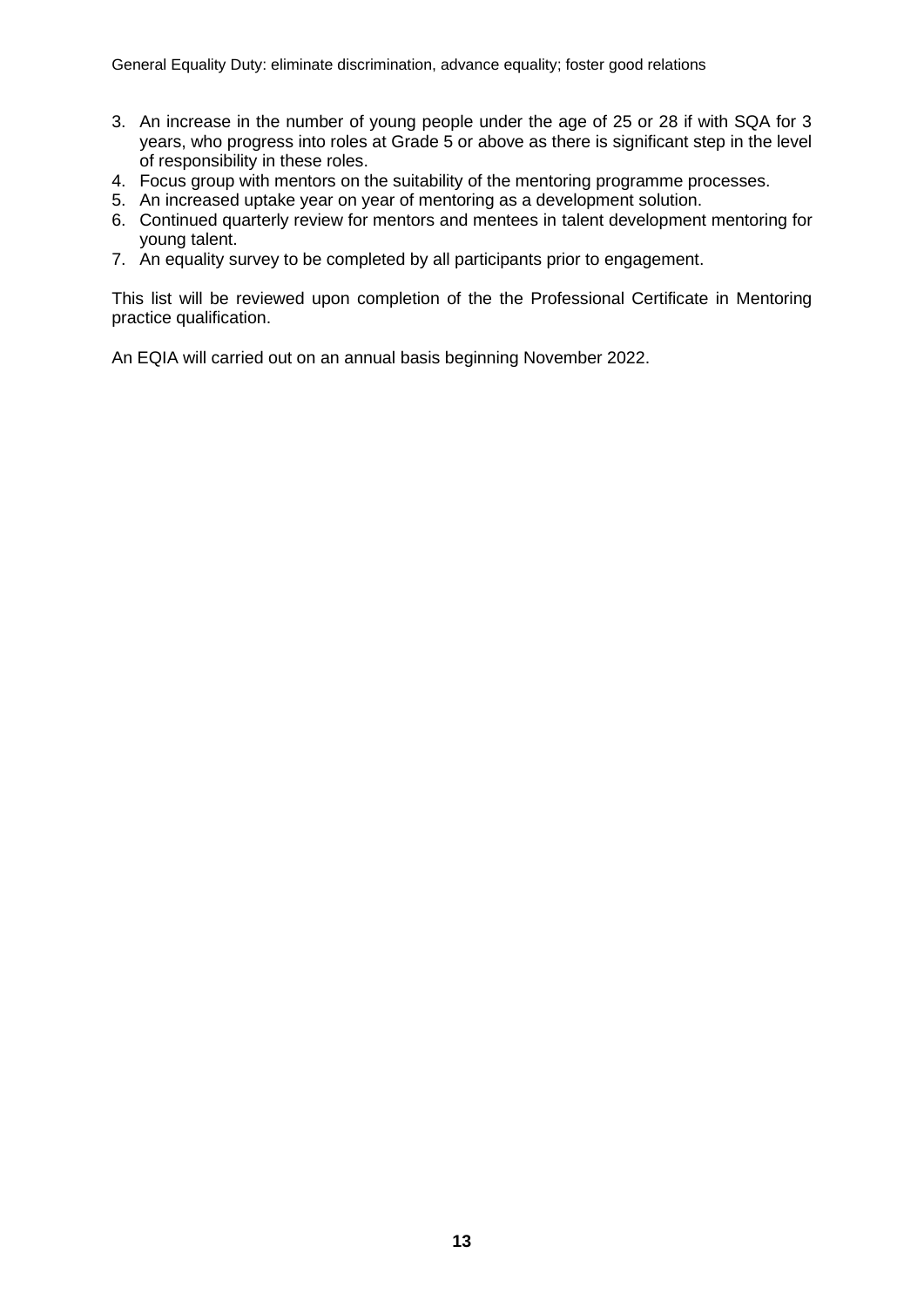3. An increase in the number of young people under the age of 25 or 28 if with SQA for 3 years, who progress into roles at Grade 5 or above as there is significant step in the level of responsibility in these roles.
4. Focus group with mentors on the suitability of the mentoring programme processes.
5. An increased uptake year on year of mentoring as a development solution.
6. Continued quarterly review for mentors and mentees in talent development mentoring for young talent.
7. An equality survey to be completed by all participants prior to engagement.

This list will be reviewed upon completion of the the Professional Certificate in Mentoring practice qualification.

An EQIA will carried out on an annual basis beginning November 2022.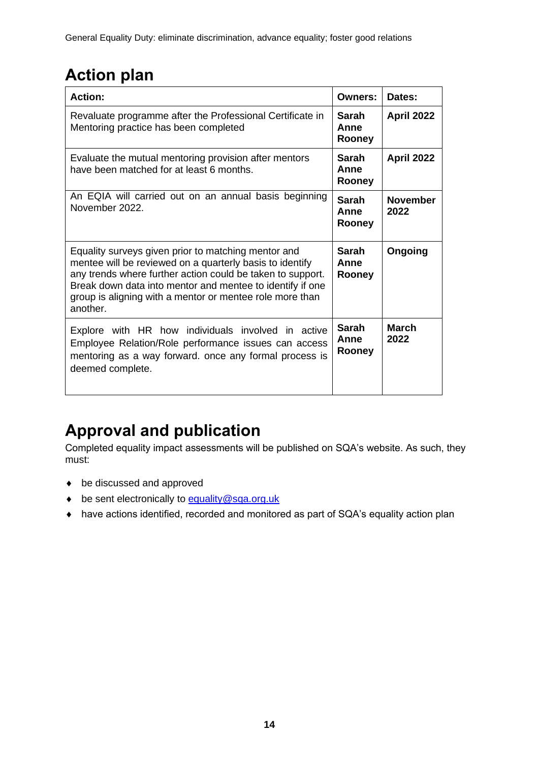## Action plan

| Action: | Owners: | Dates: |
| --- | --- | --- |
| Revaluate programme after the Professional Certificate in Mentoring practice has been completed | **Sarah Anne Rooney** | **April 2022** |
| Evaluate the mutual mentoring provision after mentors have been matched for at least 6 months. | **Sarah Anne Rooney** | **April 2022** |
| An EQIA will carried out on an annual basis beginning November 2022. | **Sarah Anne Rooney** | **November 2022** |
| Equality surveys given prior to matching mentor and mentee will be reviewed on a quarterly basis to identify any trends where further action could be taken to support. Break down data into mentor and mentee to identify if one group is aligning with a mentor or mentee role more than another. | **Sarah Anne Rooney** | **Ongoing** |
| Explore with HR how individuals involved in active Employee Relation/Role performance issues can access mentoring as a way forward. once any formal process is deemed complete. | **Sarah Anne Rooney** | **March 2022** |

## Approval and publication

Completed equality impact assessments will be published on SQA's website. As such, they must:

- be discussed and approved
- be sent electronically to equality@sqa.org.uk
- have actions identified, recorded and monitored as part of SQA's equality action plan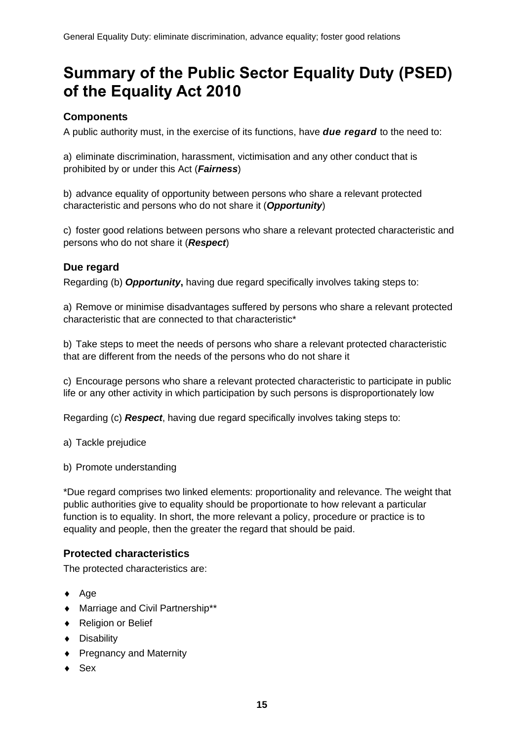# Summary of the Public Sector Equality Duty (PSED) of the Equality Act 2010

### Components

A public authority must, in the exercise of its functions, have ***due regard*** to the need to:

a) eliminate discrimination, harassment, victimisation and any other conduct that is prohibited by or under this Act (***Fairness***)

b) advance equality of opportunity between persons who share a relevant protected characteristic and persons who do not share it (***Opportunity***)

c) foster good relations between persons who share a relevant protected characteristic and persons who do not share it (***Respect***)

### Due regard

Regarding (b) ***Opportunity*****,** having due regard specifically involves taking steps to:

a) Remove or minimise disadvantages suffered by persons who share a relevant protected characteristic that are connected to that characteristic*

b) Take steps to meet the needs of persons who share a relevant protected characteristic that are different from the needs of the persons who do not share it

c) Encourage persons who share a relevant protected characteristic to participate in public life or any other activity in which participation by such persons is disproportionately low

Regarding (c) ***Respect***, having due regard specifically involves taking steps to:

a) Tackle prejudice

b) Promote understanding

*Due regard comprises two linked elements: proportionality and relevance. The weight that public authorities give to equality should be proportionate to how relevant a particular function is to equality. In short, the more relevant a policy, procedure or practice is to equality and people, then the greater the regard that should be paid.

### Protected characteristics

The protected characteristics are:

- Age
- Marriage and Civil Partnership**
- Religion or Belief
- Disability
- Pregnancy and Maternity
- Sex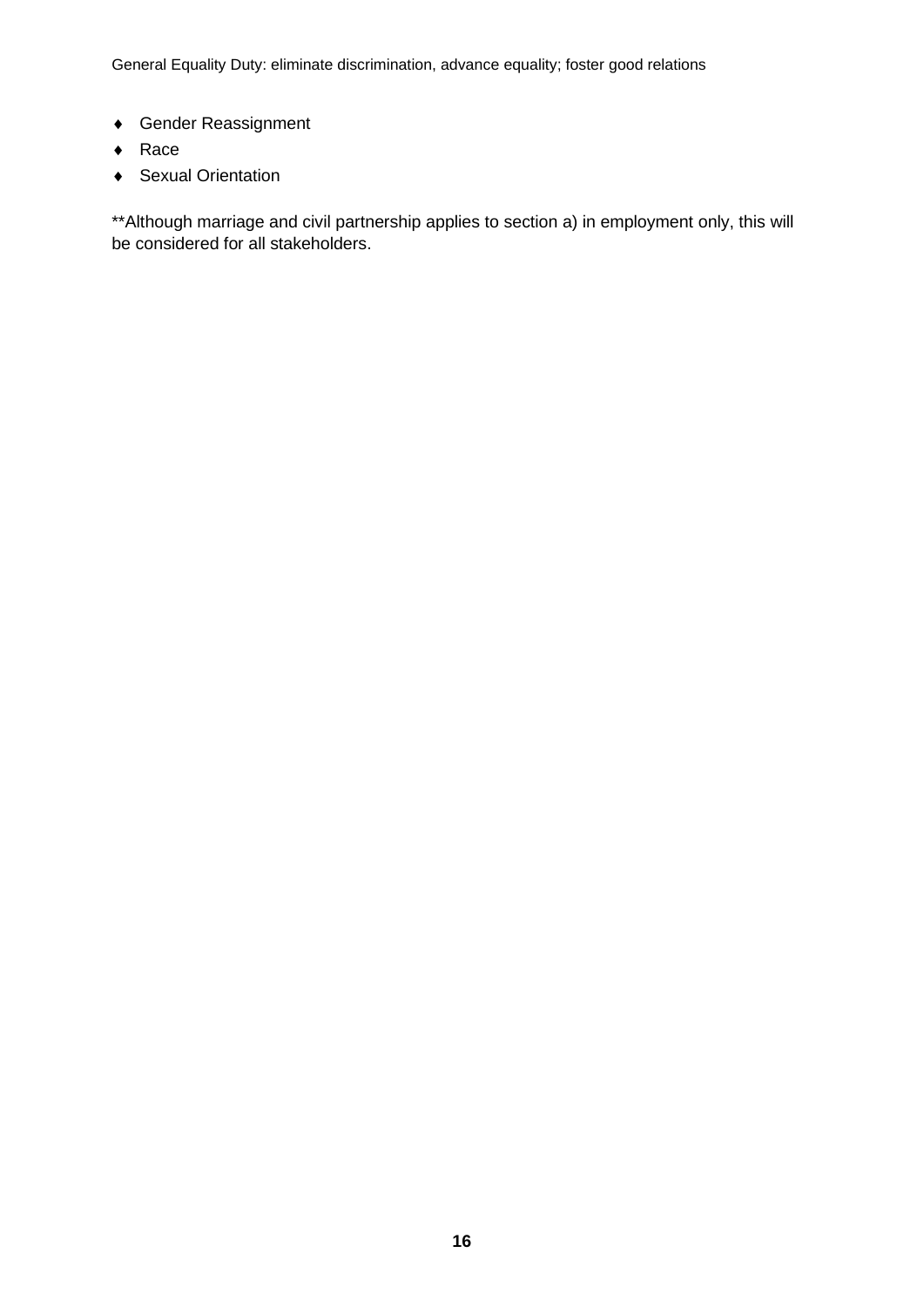- Gender Reassignment
- Race
- Sexual Orientation

**Although marriage and civil partnership applies to section a) in employment only, this will be considered for all stakeholders.